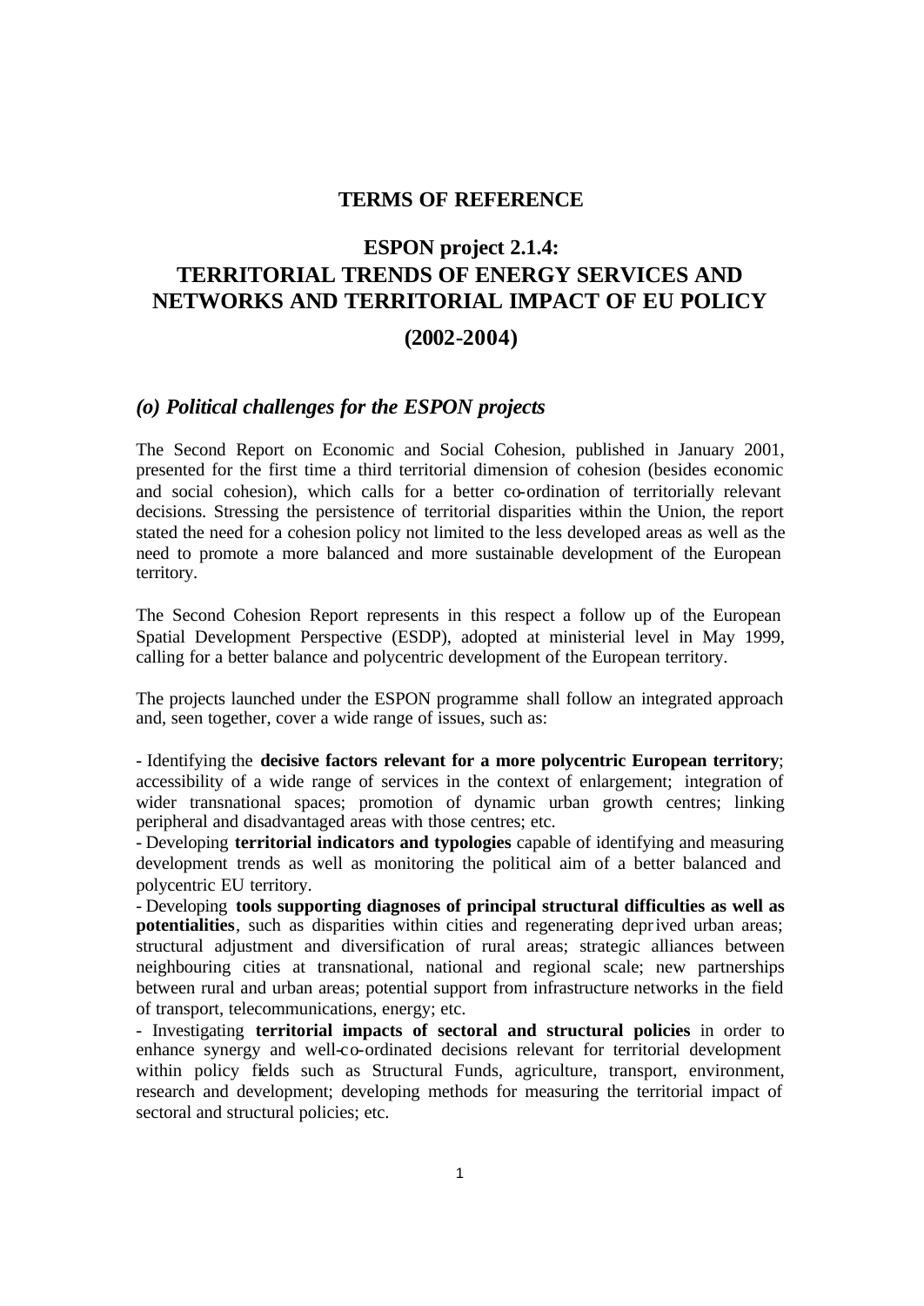# TERMS OF REFERENCE

## ESPON project 2.1.4: TERRITORIAL TRENDS OF ENERGY SERVICES AND NETWORKS AND TERRITORIAL IMPACT OF EU POLICY

## (2002-2004)

### *(o) Political challenges for the ESPON projects*

The Second Report on Economic and Social Cohesion, published in January 2001, presented for the first time a third territorial dimension of cohesion (besides economic and social cohesion), which calls for a better co-ordination of territorially relevant decisions. Stressing the persistence of territorial disparities within the Union, the report stated the need for a cohesion policy not limited to the less developed areas as well as the need to promote a more balanced and more sustainable development of the European territory.

The Second Cohesion Report represents in this respect a follow up of the European Spatial Development Perspective (ESDP), adopted at ministerial level in May 1999, calling for a better balance and polycentric development of the European territory.

The projects launched under the ESPON programme shall follow an integrated approach and, seen together, cover a wide range of issues, such as:

- Identifying the **decisive factors relevant for a more polycentric European territory**; accessibility of a wide range of services in the context of enlargement; integration of wider transnational spaces; promotion of dynamic urban growth centres; linking peripheral and disadvantaged areas with those centres; etc.
- Developing **territorial indicators and typologies** capable of identifying and measuring development trends as well as monitoring the political aim of a better balanced and polycentric EU territory.
- Developing **tools supporting diagnoses of principal structural difficulties as well as potentialities**, such as disparities within cities and regenerating deprived urban areas; structural adjustment and diversification of rural areas; strategic alliances between neighbouring cities at transnational, national and regional scale; new partnerships between rural and urban areas; potential support from infrastructure networks in the field of transport, telecommunications, energy; etc.
- Investigating **territorial impacts of sectoral and structural policies** in order to enhance synergy and well-co-ordinated decisions relevant for territorial development within policy fields such as Structural Funds, agriculture, transport, environment, research and development; developing methods for measuring the territorial impact of sectoral and structural policies; etc.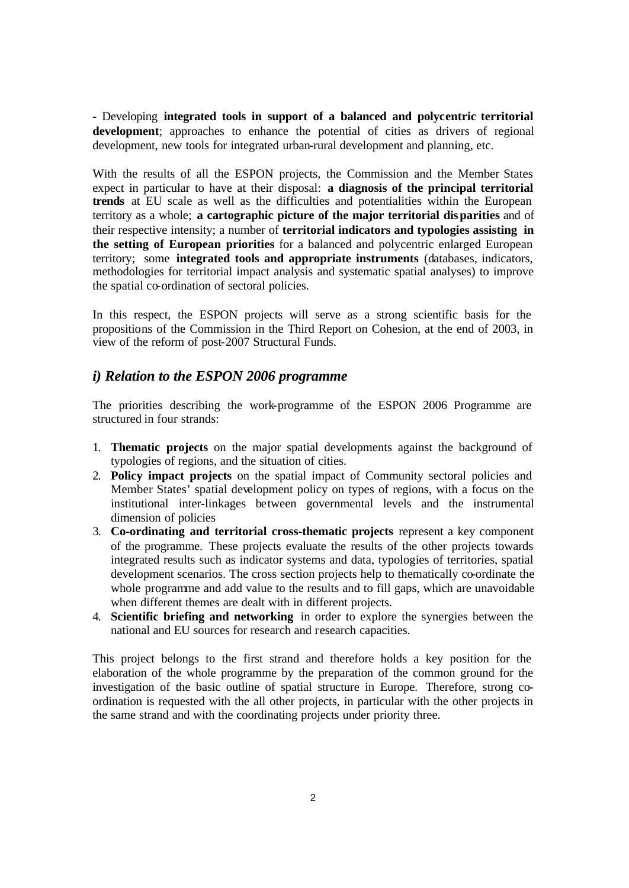- Developing **integrated tools in support of a balanced and polycentric territorial development**; approaches to enhance the potential of cities as drivers of regional development, new tools for integrated urban-rural development and planning, etc.

With the results of all the ESPON projects, the Commission and the Member States expect in particular to have at their disposal: **a diagnosis of the principal territorial trends** at EU scale as well as the difficulties and potentialities within the European territory as a whole; **a cartographic picture of the major territorial disparities** and of their respective intensity; a number of **territorial indicators and typologies assisting in the setting of European priorities** for a balanced and polycentric enlarged European territory; some **integrated tools and appropriate instruments** (databases, indicators, methodologies for territorial impact analysis and systematic spatial analyses) to improve the spatial co-ordination of sectoral policies.

In this respect, the ESPON projects will serve as a strong scientific basis for the propositions of the Commission in the Third Report on Cohesion, at the end of 2003, in view of the reform of post-2007 Structural Funds.

## *i) Relation to the ESPON 2006 programme*

The priorities describing the work-programme of the ESPON 2006 Programme are structured in four strands:

1. **Thematic projects** on the major spatial developments against the background of typologies of regions, and the situation of cities.
2. **Policy impact projects** on the spatial impact of Community sectoral policies and Member States' spatial development policy on types of regions, with a focus on the institutional inter-linkages between governmental levels and the instrumental dimension of policies
3. **Co-ordinating and territorial cross-thematic projects** represent a key component of the programme. These projects evaluate the results of the other projects towards integrated results such as indicator systems and data, typologies of territories, spatial development scenarios. The cross section projects help to thematically co-ordinate the whole programme and add value to the results and to fill gaps, which are unavoidable when different themes are dealt with in different projects.
4. **Scientific briefing and networking** in order to explore the synergies between the national and EU sources for research and research capacities.

This project belongs to the first strand and therefore holds a key position for the elaboration of the whole programme by the preparation of the common ground for the investigation of the basic outline of spatial structure in Europe. Therefore, strong co-ordination is requested with the all other projects, in particular with the other projects in the same strand and with the coordinating projects under priority three.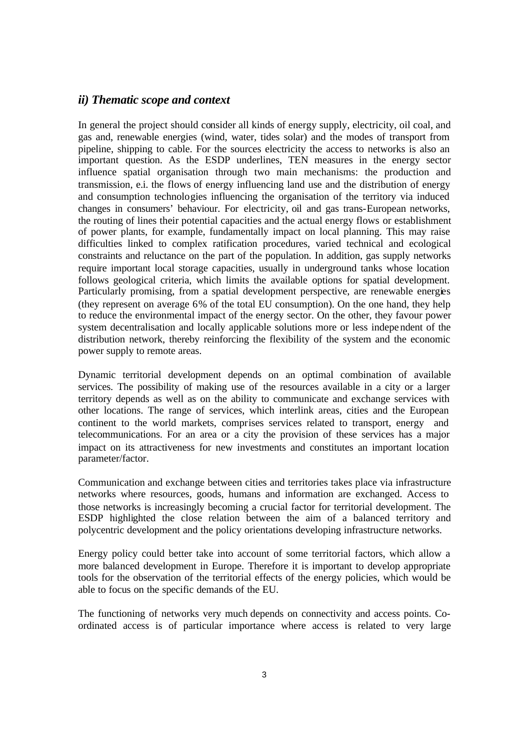### *ii) Thematic scope and context*

In general the project should consider all kinds of energy supply, electricity, oil coal, and gas and, renewable energies (wind, water, tides solar) and the modes of transport from pipeline, shipping to cable. For the sources electricity the access to networks is also an important question. As the ESDP underlines, TEN measures in the energy sector influence spatial organisation through two main mechanisms: the production and transmission, e.i. the flows of energy influencing land use and the distribution of energy and consumption technologies influencing the organisation of the territory via induced changes in consumers' behaviour. For electricity, oil and gas trans-European networks, the routing of lines their potential capacities and the actual energy flows or establishment of power plants, for example, fundamentally impact on local planning. This may raise difficulties linked to complex ratification procedures, varied technical and ecological constraints and reluctance on the part of the population. In addition, gas supply networks require important local storage capacities, usually in underground tanks whose location follows geological criteria, which limits the available options for spatial development. Particularly promising, from a spatial development perspective, are renewable energies (they represent on average 6% of the total EU consumption). On the one hand, they help to reduce the environmental impact of the energy sector. On the other, they favour power system decentralisation and locally applicable solutions more or less independent of the distribution network, thereby reinforcing the flexibility of the system and the economic power supply to remote areas.

Dynamic territorial development depends on an optimal combination of available services. The possibility of making use of the resources available in a city or a larger territory depends as well as on the ability to communicate and exchange services with other locations. The range of services, which interlink areas, cities and the European continent to the world markets, comprises services related to transport, energy and telecommunications. For an area or a city the provision of these services has a major impact on its attractiveness for new investments and constitutes an important location parameter/factor.

Communication and exchange between cities and territories takes place via infrastructure networks where resources, goods, humans and information are exchanged. Access to those networks is increasingly becoming a crucial factor for territorial development. The ESDP highlighted the close relation between the aim of a balanced territory and polycentric development and the policy orientations developing infrastructure networks.

Energy policy could better take into account of some territorial factors, which allow a more balanced development in Europe. Therefore it is important to develop appropriate tools for the observation of the territorial effects of the energy policies, which would be able to focus on the specific demands of the EU.

The functioning of networks very much depends on connectivity and access points. Co-ordinated access is of particular importance where access is related to very large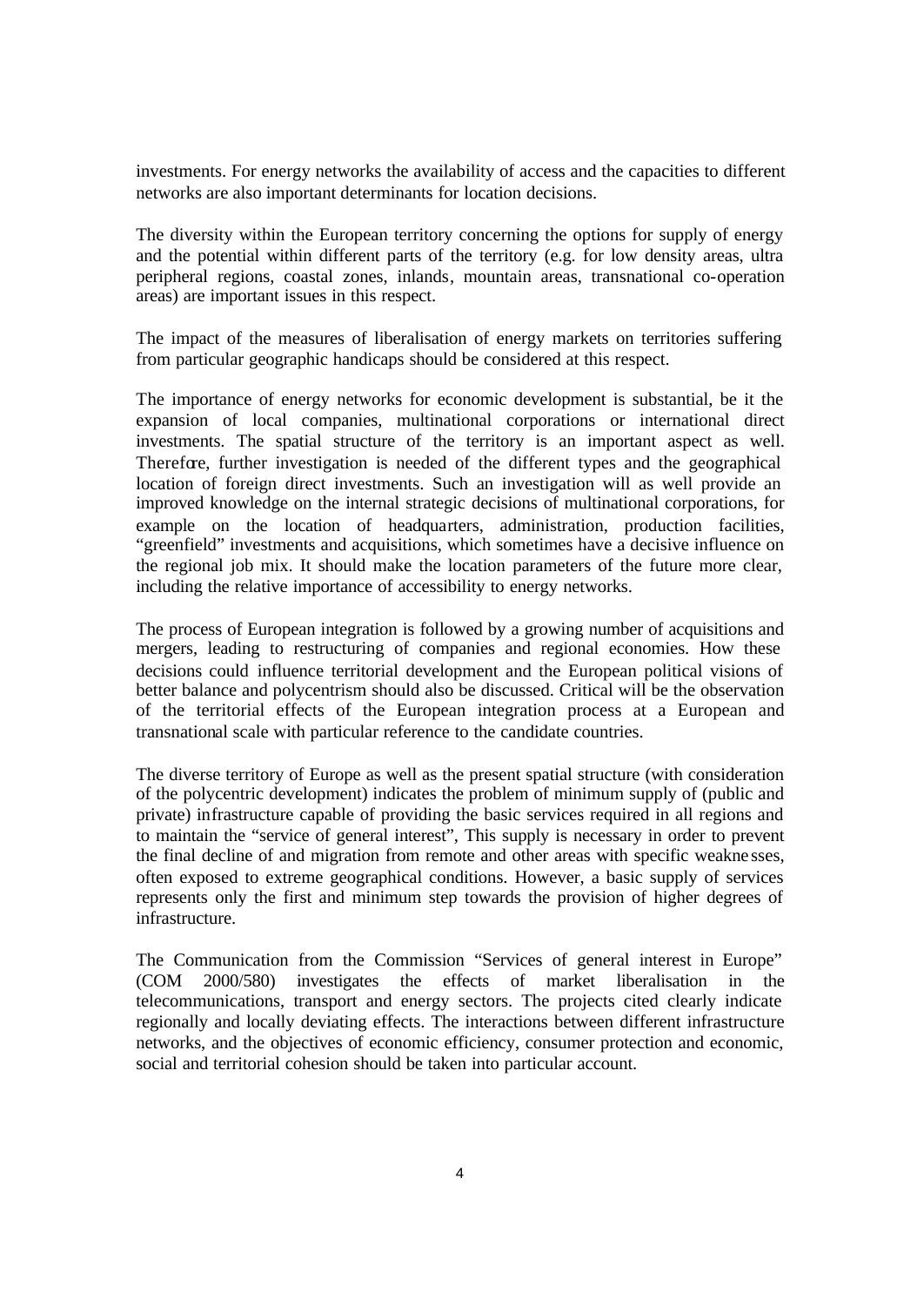investments. For energy networks the availability of access and the capacities to different networks are also important determinants for location decisions.

The diversity within the European territory concerning the options for supply of energy and the potential within different parts of the territory (e.g. for low density areas, ultra peripheral regions, coastal zones, inlands, mountain areas, transnational co-operation areas) are important issues in this respect.

The impact of the measures of liberalisation of energy markets on territories suffering from particular geographic handicaps should be considered at this respect.

The importance of energy networks for economic development is substantial, be it the expansion of local companies, multinational corporations or international direct investments. The spatial structure of the territory is an important aspect as well. Therefore, further investigation is needed of the different types and the geographical location of foreign direct investments. Such an investigation will as well provide an improved knowledge on the internal strategic decisions of multinational corporations, for example on the location of headquarters, administration, production facilities, "greenfield" investments and acquisitions, which sometimes have a decisive influence on the regional job mix. It should make the location parameters of the future more clear, including the relative importance of accessibility to energy networks.

The process of European integration is followed by a growing number of acquisitions and mergers, leading to restructuring of companies and regional economies. How these decisions could influence territorial development and the European political visions of better balance and polycentrism should also be discussed. Critical will be the observation of the territorial effects of the European integration process at a European and transnational scale with particular reference to the candidate countries.

The diverse territory of Europe as well as the present spatial structure (with consideration of the polycentric development) indicates the problem of minimum supply of (public and private) infrastructure capable of providing the basic services required in all regions and to maintain the "service of general interest", This supply is necessary in order to prevent the final decline of and migration from remote and other areas with specific weaknesses, often exposed to extreme geographical conditions. However, a basic supply of services represents only the first and minimum step towards the provision of higher degrees of infrastructure.

The Communication from the Commission "Services of general interest in Europe" (COM 2000/580) investigates the effects of market liberalisation in the telecommunications, transport and energy sectors. The projects cited clearly indicate regionally and locally deviating effects. The interactions between different infrastructure networks, and the objectives of economic efficiency, consumer protection and economic, social and territorial cohesion should be taken into particular account.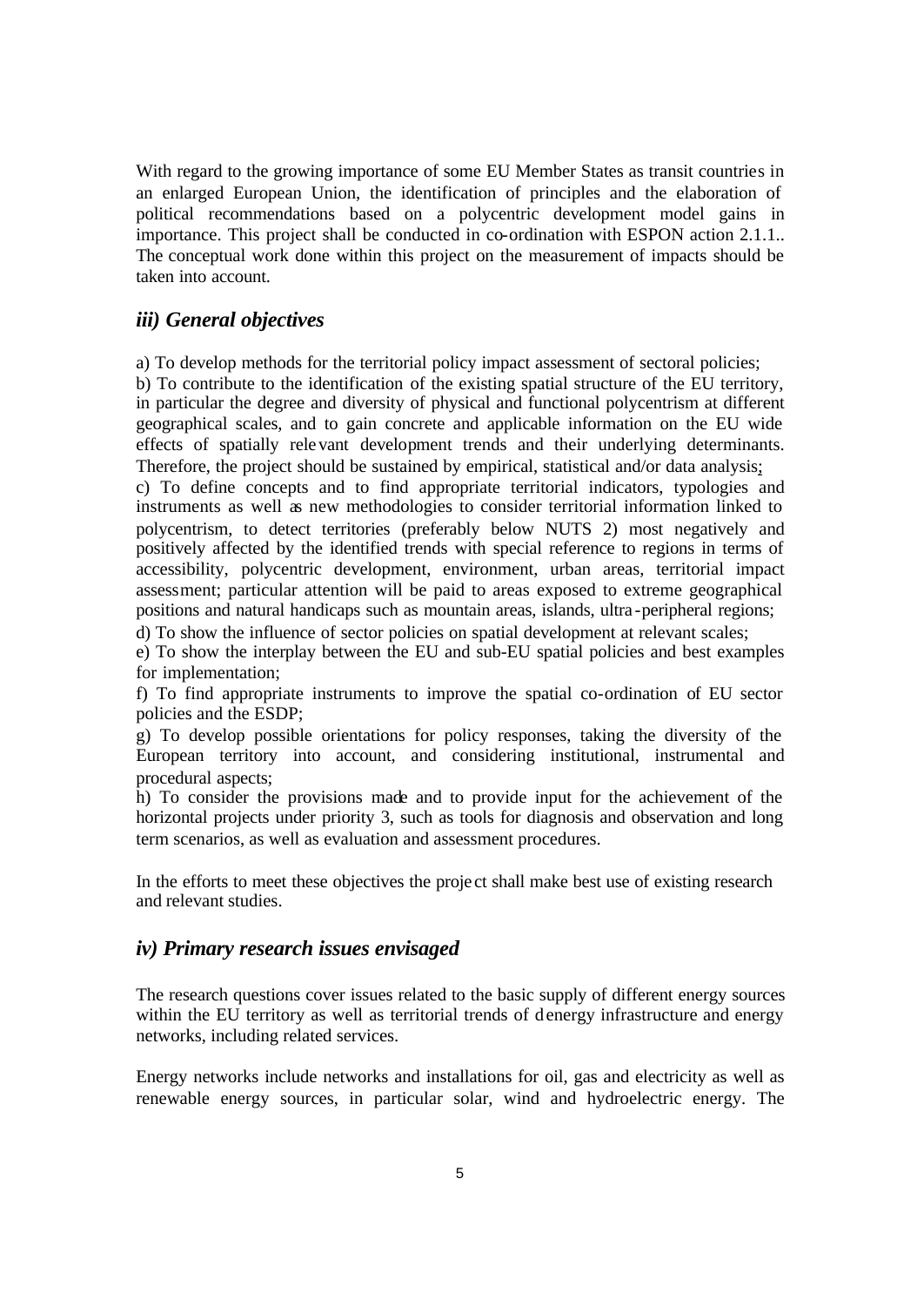With regard to the growing importance of some EU Member States as transit countries in an enlarged European Union, the identification of principles and the elaboration of political recommendations based on a polycentric development model gains in importance. This project shall be conducted in co-ordination with ESPON action 2.1.1.. The conceptual work done within this project on the measurement of impacts should be taken into account.

### *iii) General objectives*

a) To develop methods for the territorial policy impact assessment of sectoral policies;
b) To contribute to the identification of the existing spatial structure of the EU territory, in particular the degree and diversity of physical and functional polycentrism at different geographical scales, and to gain concrete and applicable information on the EU wide effects of spatially relevant development trends and their underlying determinants. Therefore, the project should be sustained by empirical, statistical and/or data analysis;
c) To define concepts and to find appropriate territorial indicators, typologies and instruments as well as new methodologies to consider territorial information linked to polycentrism, to detect territories (preferably below NUTS 2) most negatively and positively affected by the identified trends with special reference to regions in terms of accessibility, polycentric development, environment, urban areas, territorial impact assessment; particular attention will be paid to areas exposed to extreme geographical positions and natural handicaps such as mountain areas, islands, ultra-peripheral regions;
d) To show the influence of sector policies on spatial development at relevant scales;
e) To show the interplay between the EU and sub-EU spatial policies and best examples for implementation;
f) To find appropriate instruments to improve the spatial co-ordination of EU sector policies and the ESDP;
g) To develop possible orientations for policy responses, taking the diversity of the European territory into account, and considering institutional, instrumental and procedural aspects;
h) To consider the provisions made and to provide input for the achievement of the horizontal projects under priority 3, such as tools for diagnosis and observation and long term scenarios, as well as evaluation and assessment procedures.

In the efforts to meet these objectives the project shall make best use of existing research and relevant studies.

### *iv) Primary research issues envisaged*

The research questions cover issues related to the basic supply of different energy sources within the EU territory as well as territorial trends of denergy infrastructure and energy networks, including related services.

Energy networks include networks and installations for oil, gas and electricity as well as renewable energy sources, in particular solar, wind and hydroelectric energy. The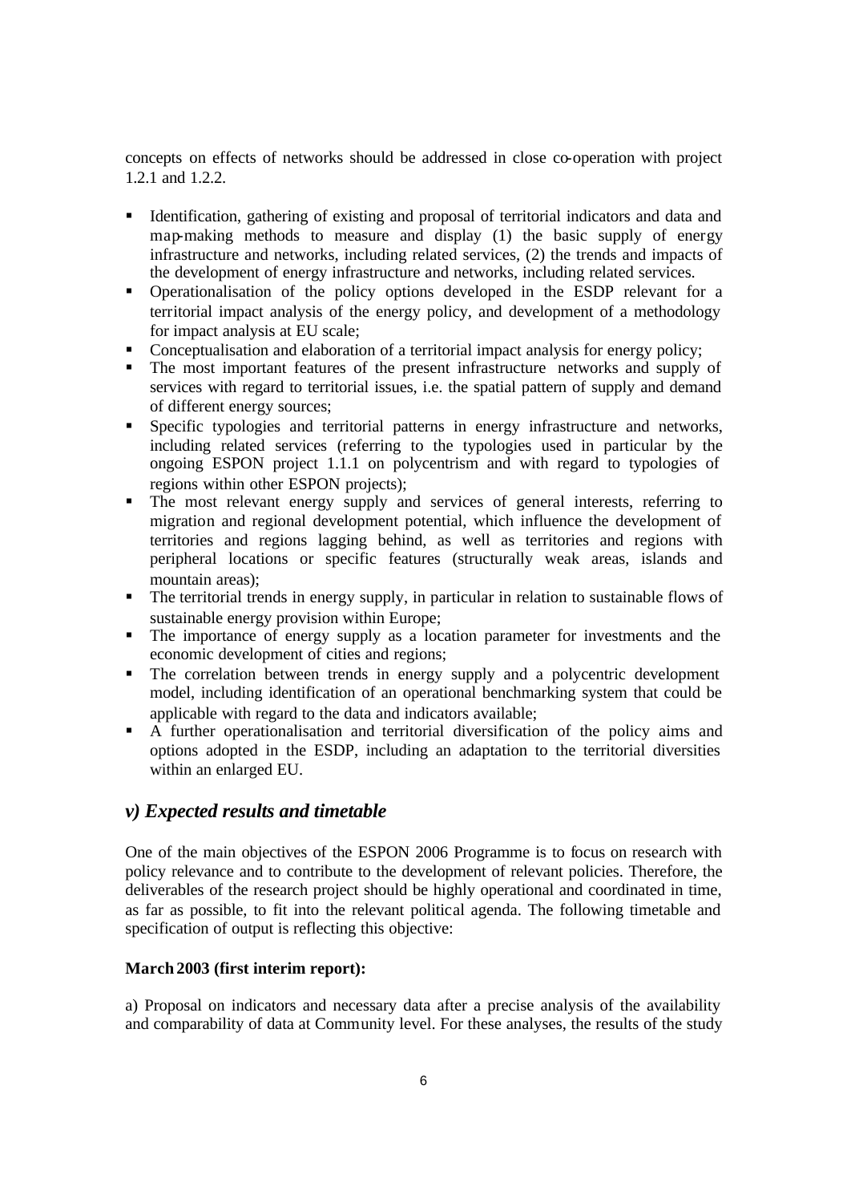concepts on effects of networks should be addressed in close co-operation with project 1.2.1 and 1.2.2.

- Identification, gathering of existing and proposal of territorial indicators and data and map-making methods to measure and display (1) the basic supply of energy infrastructure and networks, including related services, (2) the trends and impacts of the development of energy infrastructure and networks, including related services.
- Operationalisation of the policy options developed in the ESDP relevant for a territorial impact analysis of the energy policy, and development of a methodology for impact analysis at EU scale;
- Conceptualisation and elaboration of a territorial impact analysis for energy policy;
- The most important features of the present infrastructure networks and supply of services with regard to territorial issues, i.e. the spatial pattern of supply and demand of different energy sources;
- Specific typologies and territorial patterns in energy infrastructure and networks, including related services (referring to the typologies used in particular by the ongoing ESPON project 1.1.1 on polycentrism and with regard to typologies of regions within other ESPON projects);
- The most relevant energy supply and services of general interests, referring to migration and regional development potential, which influence the development of territories and regions lagging behind, as well as territories and regions with peripheral locations or specific features (structurally weak areas, islands and mountain areas);
- The territorial trends in energy supply, in particular in relation to sustainable flows of sustainable energy provision within Europe;
- The importance of energy supply as a location parameter for investments and the economic development of cities and regions;
- The correlation between trends in energy supply and a polycentric development model, including identification of an operational benchmarking system that could be applicable with regard to the data and indicators available;
- A further operationalisation and territorial diversification of the policy aims and options adopted in the ESDP, including an adaptation to the territorial diversities within an enlarged EU.

## *v) Expected results and timetable*

One of the main objectives of the ESPON 2006 Programme is to focus on research with policy relevance and to contribute to the development of relevant policies. Therefore, the deliverables of the research project should be highly operational and coordinated in time, as far as possible, to fit into the relevant political agenda. The following timetable and specification of output is reflecting this objective:

**March 2003 (first interim report):**

a) Proposal on indicators and necessary data after a precise analysis of the availability and comparability of data at Community level. For these analyses, the results of the study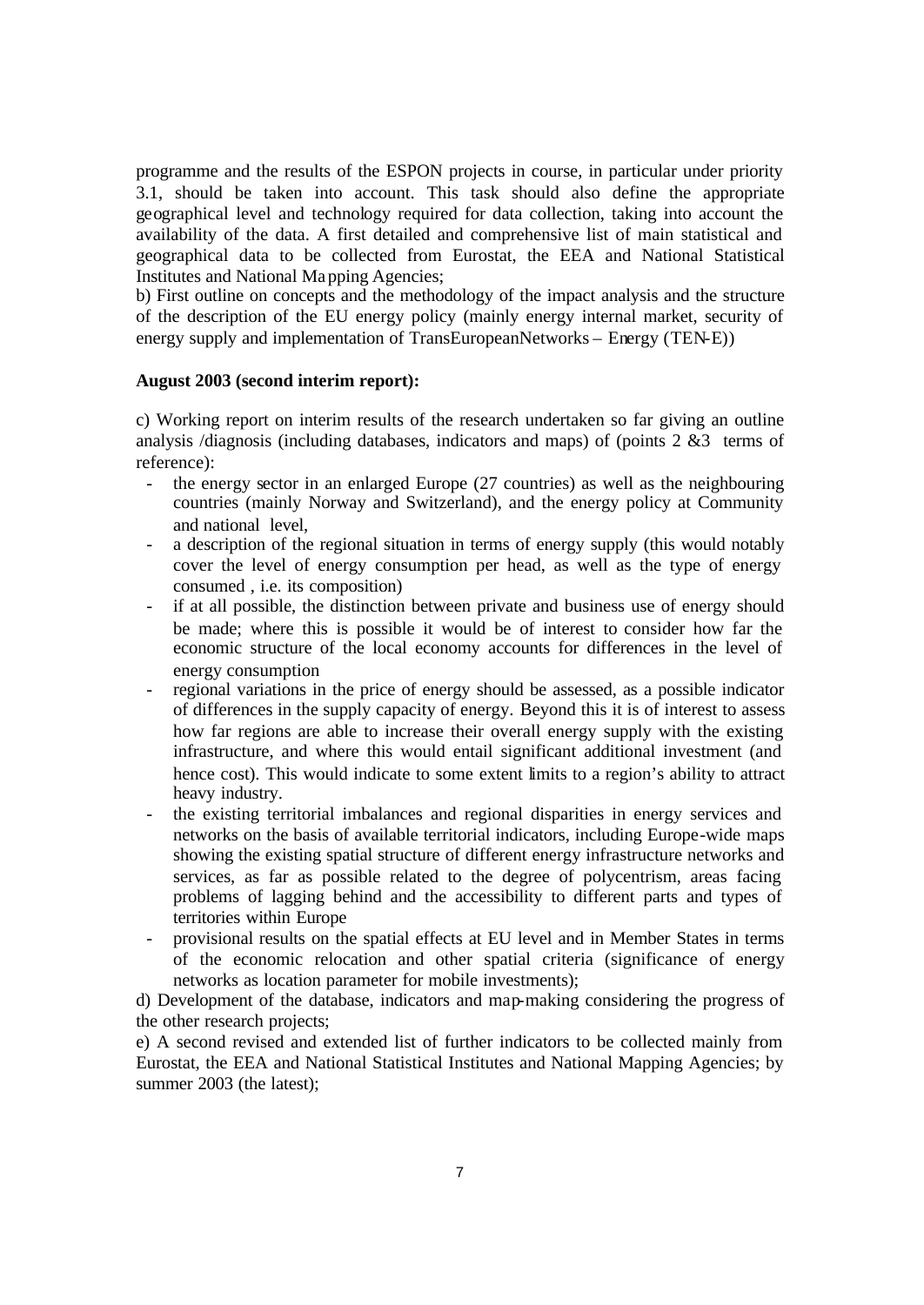programme and the results of the ESPON projects in course, in particular under priority 3.1, should be taken into account. This task should also define the appropriate geographical level and technology required for data collection, taking into account the availability of the data. A first detailed and comprehensive list of main statistical and geographical data to be collected from Eurostat, the EEA and National Statistical Institutes and National Mapping Agencies;

b) First outline on concepts and the methodology of the impact analysis and the structure of the description of the EU energy policy (mainly energy internal market, security of energy supply and implementation of TransEuropeanNetworks – Energy (TEN-E))

**August 2003 (second interim report):**

c) Working report on interim results of the research undertaken so far giving an outline analysis /diagnosis (including databases, indicators and maps) of (points 2 &3 terms of reference):

- the energy sector in an enlarged Europe (27 countries) as well as the neighbouring countries (mainly Norway and Switzerland), and the energy policy at Community and national level,
- a description of the regional situation in terms of energy supply (this would notably cover the level of energy consumption per head, as well as the type of energy consumed , i.e. its composition)
- if at all possible, the distinction between private and business use of energy should be made; where this is possible it would be of interest to consider how far the economic structure of the local economy accounts for differences in the level of energy consumption
- regional variations in the price of energy should be assessed, as a possible indicator of differences in the supply capacity of energy. Beyond this it is of interest to assess how far regions are able to increase their overall energy supply with the existing infrastructure, and where this would entail significant additional investment (and hence cost). This would indicate to some extent limits to a region's ability to attract heavy industry.
- the existing territorial imbalances and regional disparities in energy services and networks on the basis of available territorial indicators, including Europe-wide maps showing the existing spatial structure of different energy infrastructure networks and services, as far as possible related to the degree of polycentrism, areas facing problems of lagging behind and the accessibility to different parts and types of territories within Europe
- provisional results on the spatial effects at EU level and in Member States in terms of the economic relocation and other spatial criteria (significance of energy networks as location parameter for mobile investments);

d) Development of the database, indicators and map-making considering the progress of the other research projects;

e) A second revised and extended list of further indicators to be collected mainly from Eurostat, the EEA and National Statistical Institutes and National Mapping Agencies; by summer 2003 (the latest);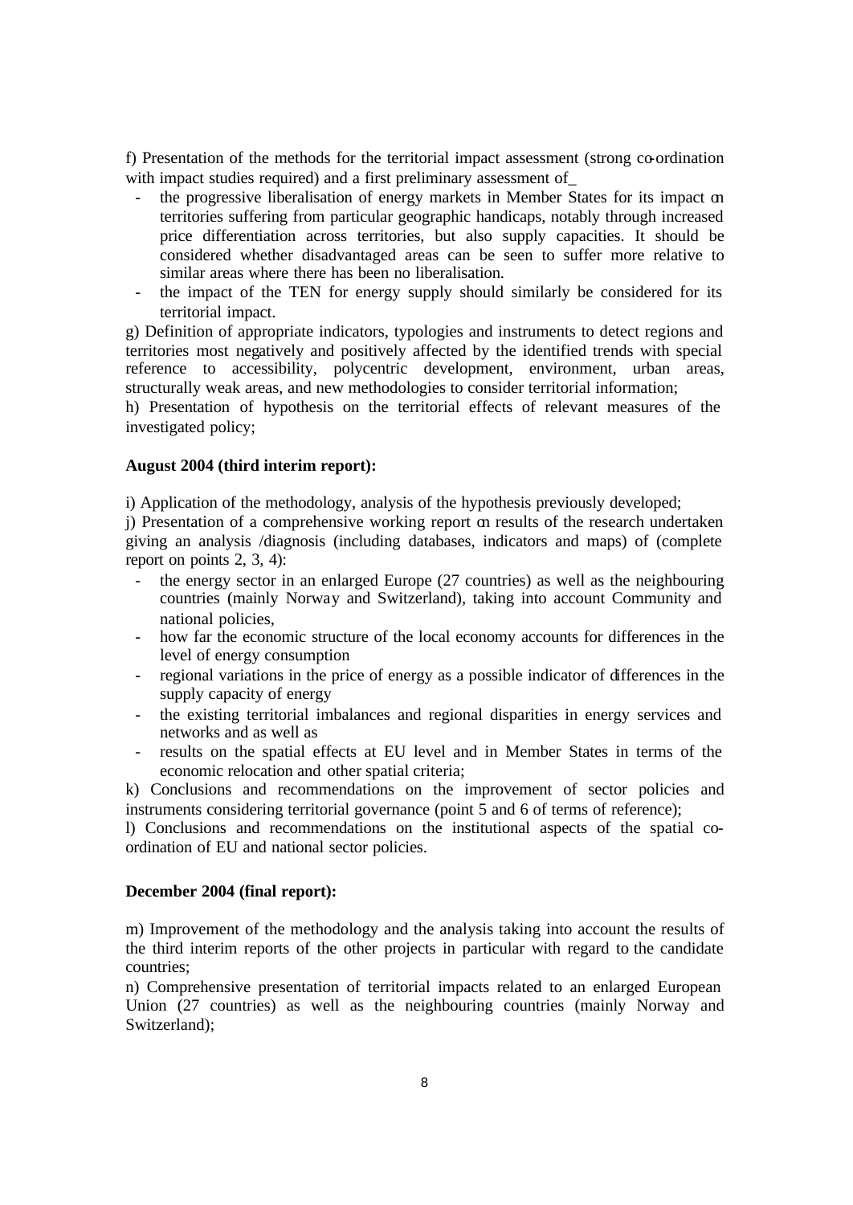f) Presentation of the methods for the territorial impact assessment (strong co-ordination with impact studies required) and a first preliminary assessment of_

- the progressive liberalisation of energy markets in Member States for its impact on territories suffering from particular geographic handicaps, notably through increased price differentiation across territories, but also supply capacities. It should be considered whether disadvantaged areas can be seen to suffer more relative to similar areas where there has been no liberalisation.
- the impact of the TEN for energy supply should similarly be considered for its territorial impact.

g) Definition of appropriate indicators, typologies and instruments to detect regions and territories most negatively and positively affected by the identified trends with special reference to accessibility, polycentric development, environment, urban areas, structurally weak areas, and new methodologies to consider territorial information;

h) Presentation of hypothesis on the territorial effects of relevant measures of the investigated policy;

**August 2004 (third interim report):**

i) Application of the methodology, analysis of the hypothesis previously developed;

j) Presentation of a comprehensive working report on results of the research undertaken giving an analysis /diagnosis (including databases, indicators and maps) of (complete report on points 2, 3, 4):

- the energy sector in an enlarged Europe (27 countries) as well as the neighbouring countries (mainly Norway and Switzerland), taking into account Community and national policies,
- how far the economic structure of the local economy accounts for differences in the level of energy consumption
- regional variations in the price of energy as a possible indicator of differences in the supply capacity of energy
- the existing territorial imbalances and regional disparities in energy services and networks and as well as
- results on the spatial effects at EU level and in Member States in terms of the economic relocation and other spatial criteria;

k) Conclusions and recommendations on the improvement of sector policies and instruments considering territorial governance (point 5 and 6 of terms of reference);

l) Conclusions and recommendations on the institutional aspects of the spatial co-ordination of EU and national sector policies.

**December 2004 (final report):**

m) Improvement of the methodology and the analysis taking into account the results of the third interim reports of the other projects in particular with regard to the candidate countries;

n) Comprehensive presentation of territorial impacts related to an enlarged European Union (27 countries) as well as the neighbouring countries (mainly Norway and Switzerland);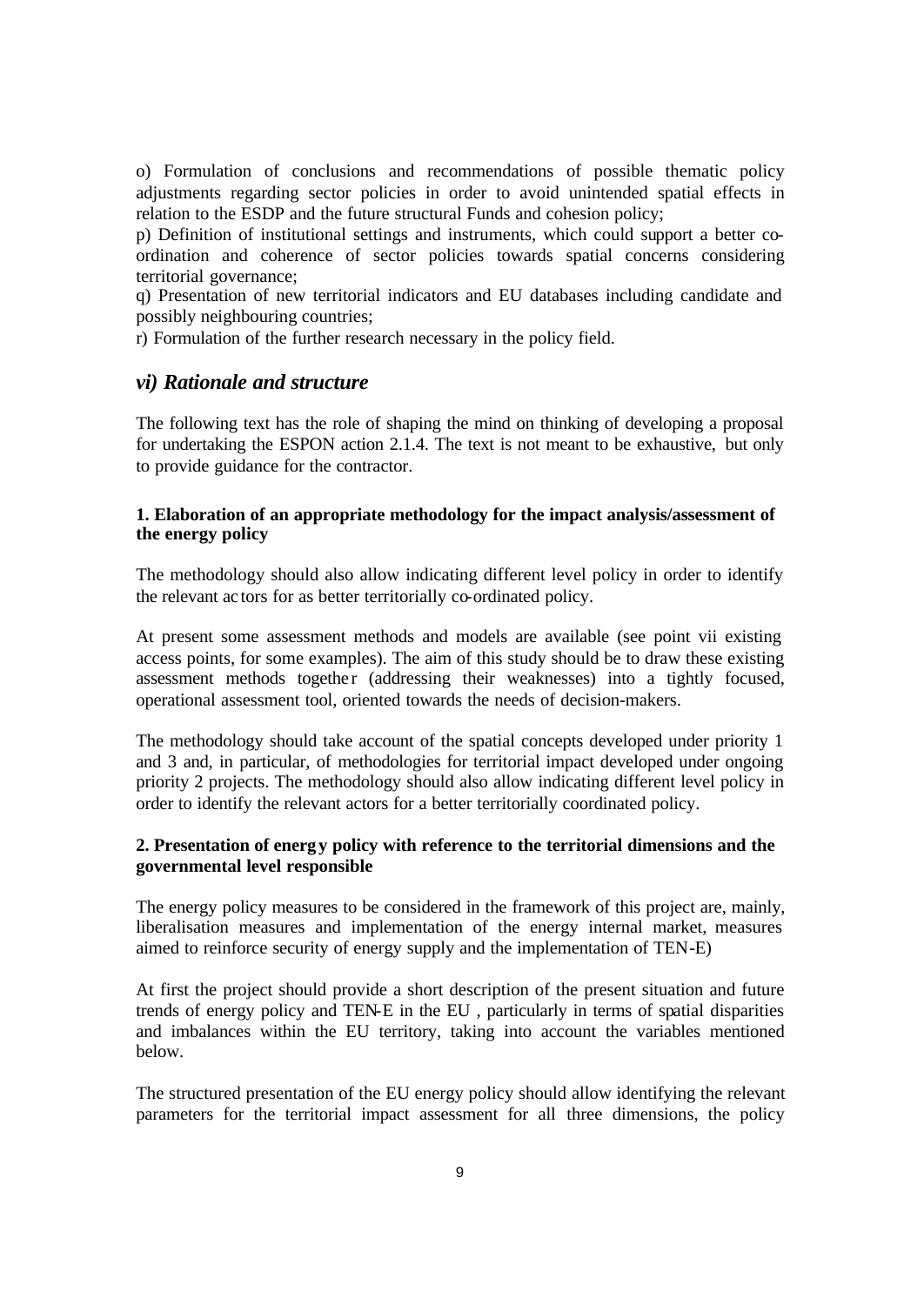o) Formulation of conclusions and recommendations of possible thematic policy adjustments regarding sector policies in order to avoid unintended spatial effects in relation to the ESDP and the future structural Funds and cohesion policy;

p) Definition of institutional settings and instruments, which could support a better co-ordination and coherence of sector policies towards spatial concerns considering territorial governance;

q) Presentation of new territorial indicators and EU databases including candidate and possibly neighbouring countries;

r) Formulation of the further research necessary in the policy field.

## *vi) Rationale and structure*

The following text has the role of shaping the mind on thinking of developing a proposal for undertaking the ESPON action 2.1.4. The text is not meant to be exhaustive, but only to provide guidance for the contractor.

### 1. Elaboration of an appropriate methodology for the impact analysis/assessment of the energy policy

The methodology should also allow indicating different level policy in order to identify the relevant actors for as better territorially co-ordinated policy.

At present some assessment methods and models are available (see point vii existing access points, for some examples). The aim of this study should be to draw these existing assessment methods together (addressing their weaknesses) into a tightly focused, operational assessment tool, oriented towards the needs of decision-makers.

The methodology should take account of the spatial concepts developed under priority 1 and 3 and, in particular, of methodologies for territorial impact developed under ongoing priority 2 projects. The methodology should also allow indicating different level policy in order to identify the relevant actors for a better territorially coordinated policy.

### 2. Presentation of energy policy with reference to the territorial dimensions and the governmental level responsible

The energy policy measures to be considered in the framework of this project are, mainly, liberalisation measures and implementation of the energy internal market, measures aimed to reinforce security of energy supply and the implementation of TEN-E)

At first the project should provide a short description of the present situation and future trends of energy policy and TEN-E in the EU , particularly in terms of spatial disparities and imbalances within the EU territory, taking into account the variables mentioned below.

The structured presentation of the EU energy policy should allow identifying the relevant parameters for the territorial impact assessment for all three dimensions, the policy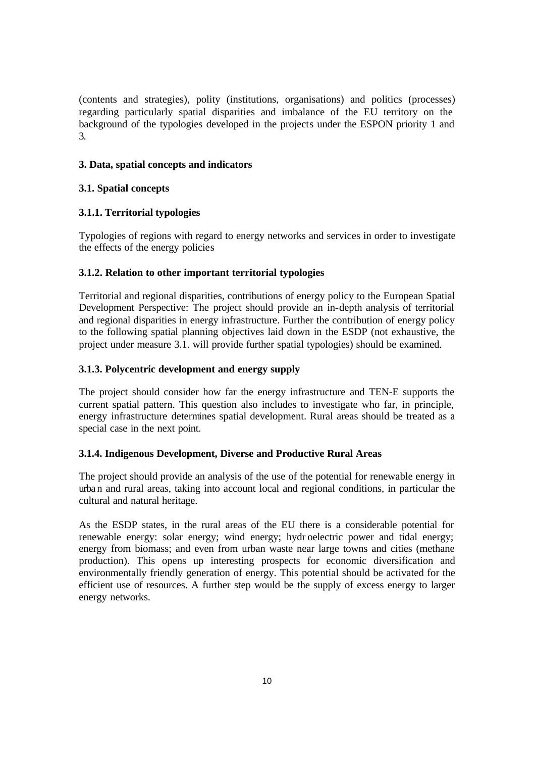(contents and strategies), polity (institutions, organisations) and politics (processes) regarding particularly spatial disparities and imbalance of the EU territory on the background of the typologies developed in the projects under the ESPON priority 1 and 3.

## 3. Data, spatial concepts and indicators

### 3.1. Spatial concepts

#### 3.1.1. Territorial typologies

Typologies of regions with regard to energy networks and services in order to investigate the effects of the energy policies

#### 3.1.2. Relation to other important territorial typologies

Territorial and regional disparities, contributions of energy policy to the European Spatial Development Perspective: The project should provide an in-depth analysis of territorial and regional disparities in energy infrastructure. Further the contribution of energy policy to the following spatial planning objectives laid down in the ESDP (not exhaustive, the project under measure 3.1. will provide further spatial typologies) should be examined.

#### 3.1.3. Polycentric development and energy supply

The project should consider how far the energy infrastructure and TEN-E supports the current spatial pattern. This question also includes to investigate who far, in principle, energy infrastructure determines spatial development. Rural areas should be treated as a special case in the next point.

#### 3.1.4. Indigenous Development, Diverse and Productive Rural Areas

The project should provide an analysis of the use of the potential for renewable energy in urban and rural areas, taking into account local and regional conditions, in particular the cultural and natural heritage.

As the ESDP states, in the rural areas of the EU there is a considerable potential for renewable energy: solar energy; wind energy; hydroelectric power and tidal energy; energy from biomass; and even from urban waste near large towns and cities (methane production). This opens up interesting prospects for economic diversification and environmentally friendly generation of energy. This potential should be activated for the efficient use of resources. A further step would be the supply of excess energy to larger energy networks.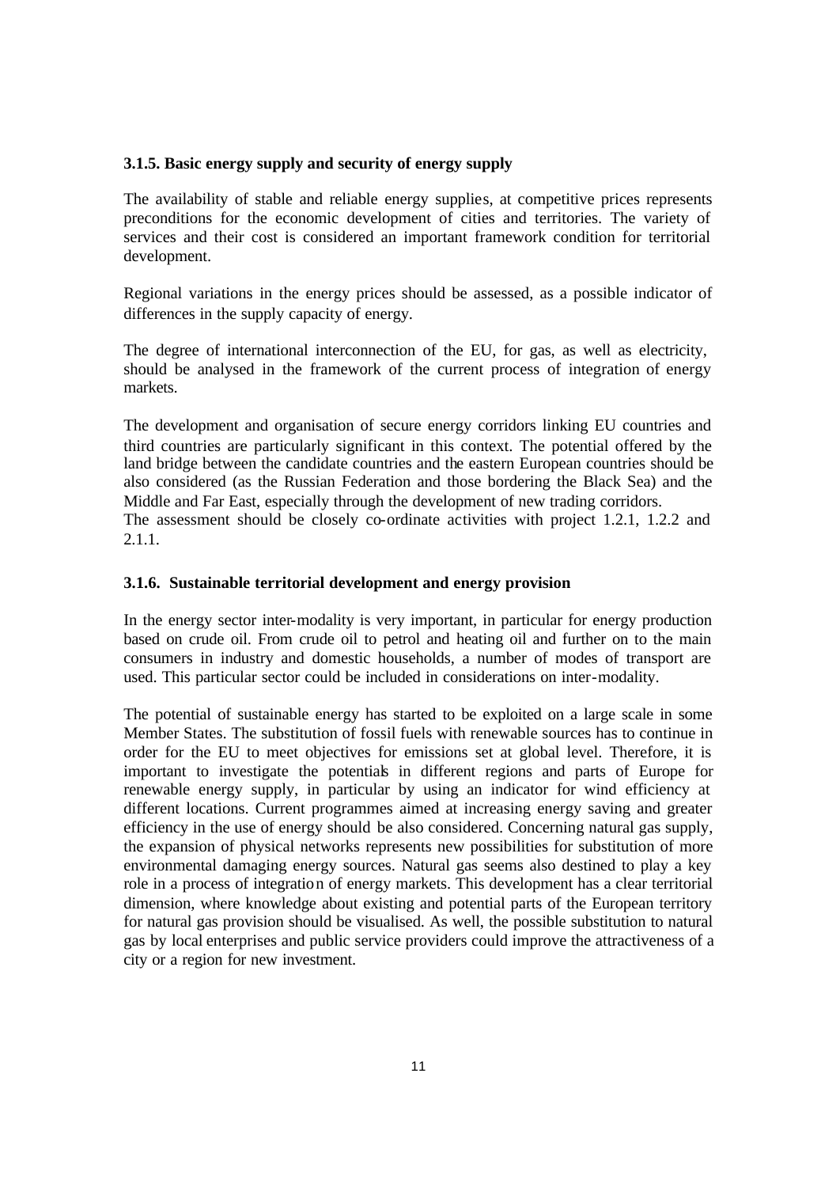### 3.1.5. Basic energy supply and security of energy supply

The availability of stable and reliable energy supplies, at competitive prices represents preconditions for the economic development of cities and territories. The variety of services and their cost is considered an important framework condition for territorial development.

Regional variations in the energy prices should be assessed, as a possible indicator of differences in the supply capacity of energy.

The degree of international interconnection of the EU, for gas, as well as electricity, should be analysed in the framework of the current process of integration of energy markets.

The development and organisation of secure energy corridors linking EU countries and third countries are particularly significant in this context. The potential offered by the land bridge between the candidate countries and the eastern European countries should be also considered (as the Russian Federation and those bordering the Black Sea) and the Middle and Far East, especially through the development of new trading corridors.
The assessment should be closely co-ordinate activities with project 1.2.1, 1.2.2 and 2.1.1.

### 3.1.6. Sustainable territorial development and energy provision

In the energy sector inter-modality is very important, in particular for energy production based on crude oil. From crude oil to petrol and heating oil and further on to the main consumers in industry and domestic households, a number of modes of transport are used. This particular sector could be included in considerations on inter-modality.

The potential of sustainable energy has started to be exploited on a large scale in some Member States. The substitution of fossil fuels with renewable sources has to continue in order for the EU to meet objectives for emissions set at global level. Therefore, it is important to investigate the potentials in different regions and parts of Europe for renewable energy supply, in particular by using an indicator for wind efficiency at different locations. Current programmes aimed at increasing energy saving and greater efficiency in the use of energy should be also considered. Concerning natural gas supply, the expansion of physical networks represents new possibilities for substitution of more environmental damaging energy sources. Natural gas seems also destined to play a key role in a process of integration of energy markets. This development has a clear territorial dimension, where knowledge about existing and potential parts of the European territory for natural gas provision should be visualised. As well, the possible substitution to natural gas by local enterprises and public service providers could improve the attractiveness of a city or a region for new investment.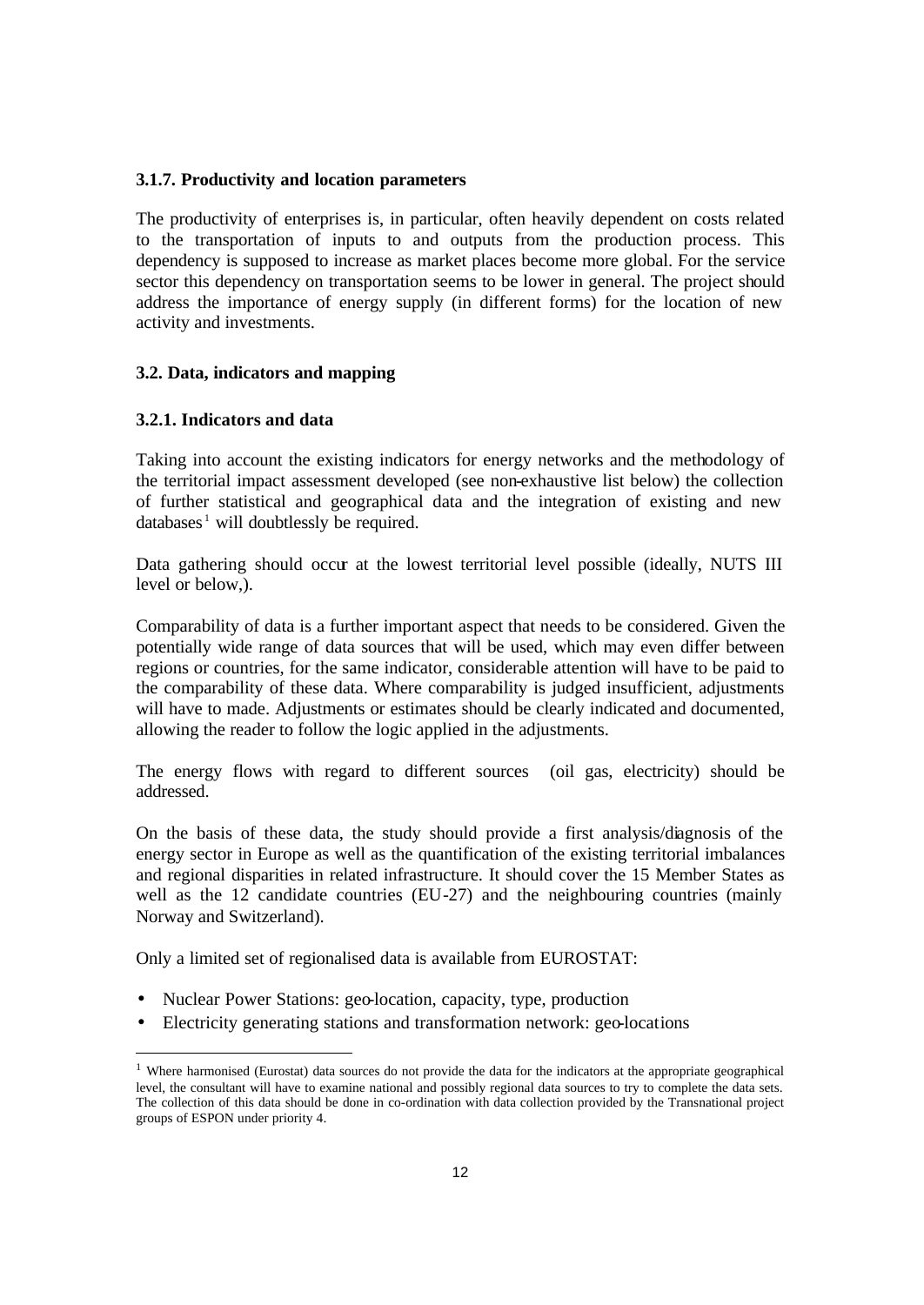### 3.1.7. Productivity and location parameters

The productivity of enterprises is, in particular, often heavily dependent on costs related to the transportation of inputs to and outputs from the production process. This dependency is supposed to increase as market places become more global. For the service sector this dependency on transportation seems to be lower in general. The project should address the importance of energy supply (in different forms) for the location of new activity and investments.

## 3.2. Data, indicators and mapping

### 3.2.1. Indicators and data

Taking into account the existing indicators for energy networks and the methodology of the territorial impact assessment developed (see non-exhaustive list below) the collection of further statistical and geographical data and the integration of existing and new databases[1] will doubtlessly be required.

Data gathering should occur at the lowest territorial level possible (ideally, NUTS III level or below,).

Comparability of data is a further important aspect that needs to be considered. Given the potentially wide range of data sources that will be used, which may even differ between regions or countries, for the same indicator, considerable attention will have to be paid to the comparability of these data. Where comparability is judged insufficient, adjustments will have to made. Adjustments or estimates should be clearly indicated and documented, allowing the reader to follow the logic applied in the adjustments.

The energy flows with regard to different sources (oil gas, electricity) should be addressed.

On the basis of these data, the study should provide a first analysis/diagnosis of the energy sector in Europe as well as the quantification of the existing territorial imbalances and regional disparities in related infrastructure. It should cover the 15 Member States as well as the 12 candidate countries (EU-27) and the neighbouring countries (mainly Norway and Switzerland).

Only a limited set of regionalised data is available from EUROSTAT:

- Nuclear Power Stations: geo-location, capacity, type, production
- Electricity generating stations and transformation network: geo-locations

[1] Where harmonised (Eurostat) data sources do not provide the data for the indicators at the appropriate geographical level, the consultant will have to examine national and possibly regional data sources to try to complete the data sets. The collection of this data should be done in co-ordination with data collection provided by the Transnational project groups of ESPON under priority 4.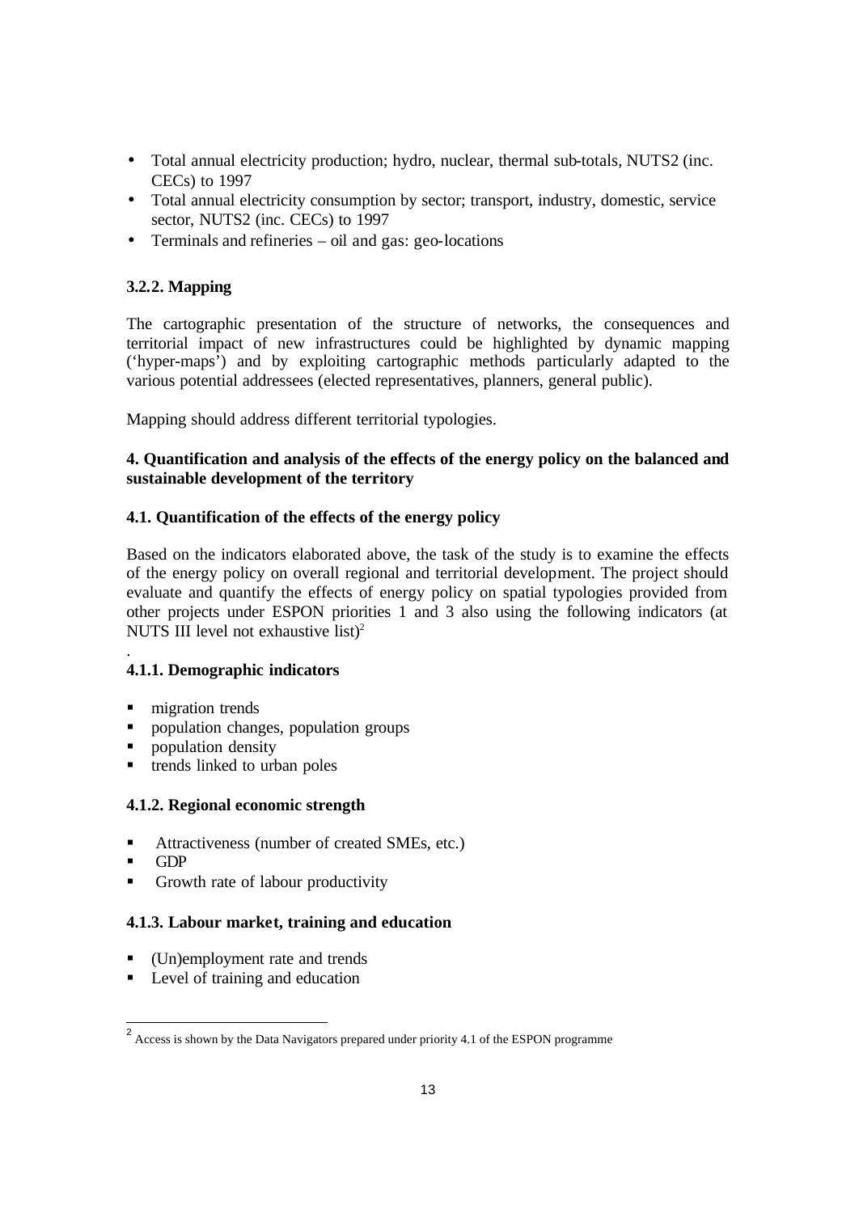- Total annual electricity production; hydro, nuclear, thermal sub-totals, NUTS2 (inc. CECs) to 1997
- Total annual electricity consumption by sector; transport, industry, domestic, service sector, NUTS2 (inc. CECs) to 1997
- Terminals and refineries – oil and gas: geo-locations

### 3.2.2. Mapping

The cartographic presentation of the structure of networks, the consequences and territorial impact of new infrastructures could be highlighted by dynamic mapping ('hyper-maps') and by exploiting cartographic methods particularly adapted to the various potential addressees (elected representatives, planners, general public).

Mapping should address different territorial typologies.

## 4. Quantification and analysis of the effects of the energy policy on the balanced and sustainable development of the territory

### 4.1. Quantification of the effects of the energy policy

Based on the indicators elaborated above, the task of the study is to examine the effects of the energy policy on overall regional and territorial development. The project should evaluate and quantify the effects of energy policy on spatial typologies provided from other projects under ESPON priorities 1 and 3 also using the following indicators (at NUTS III level not exhaustive list)[2]

.

#### 4.1.1. Demographic indicators

- migration trends
- population changes, population groups
- population density
- trends linked to urban poles

#### 4.1.2. Regional economic strength

- Attractiveness (number of created SMEs, etc.)
- GDP
- Growth rate of labour productivity

#### 4.1.3. Labour market, training and education

- (Un)employment rate and trends
- Level of training and education

---

[2] Access is shown by the Data Navigators prepared under priority 4.1 of the ESPON programme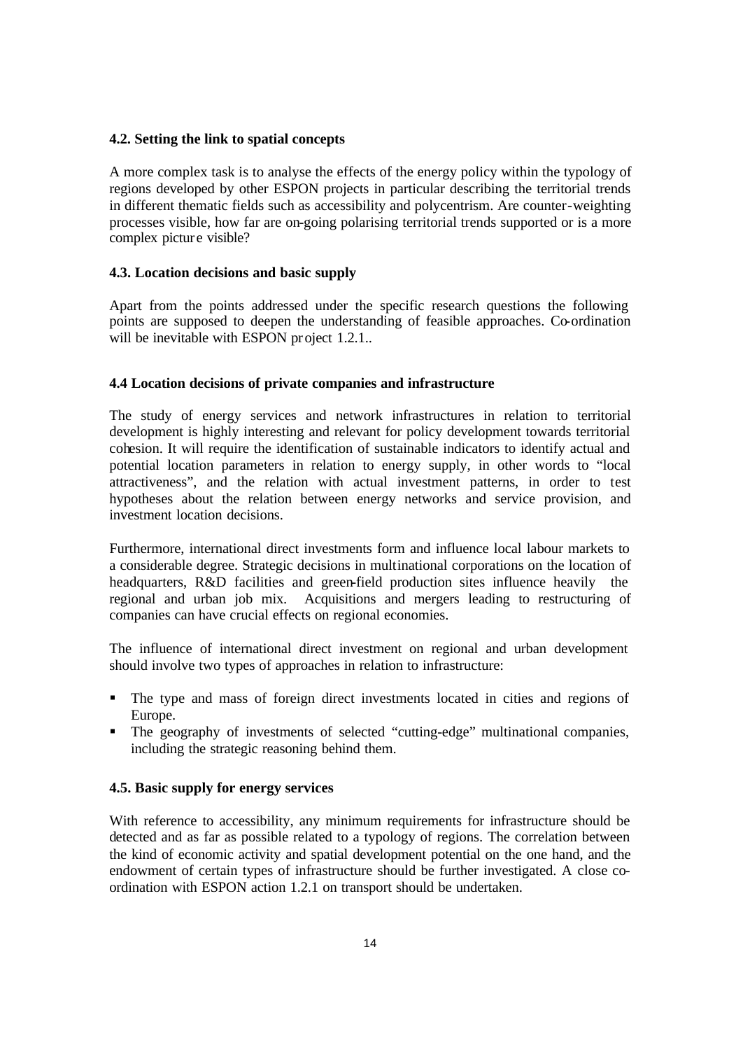### 4.2. Setting the link to spatial concepts

A more complex task is to analyse the effects of the energy policy within the typology of regions developed by other ESPON projects in particular describing the territorial trends in different thematic fields such as accessibility and polycentrism. Are counter-weighting processes visible, how far are on-going polarising territorial trends supported or is a more complex picture visible?

### 4.3. Location decisions and basic supply

Apart from the points addressed under the specific research questions the following points are supposed to deepen the understanding of feasible approaches. Co-ordination will be inevitable with ESPON project 1.2.1..

### 4.4 Location decisions of private companies and infrastructure

The study of energy services and network infrastructures in relation to territorial development is highly interesting and relevant for policy development towards territorial cohesion. It will require the identification of sustainable indicators to identify actual and potential location parameters in relation to energy supply, in other words to "local attractiveness", and the relation with actual investment patterns, in order to test hypotheses about the relation between energy networks and service provision, and investment location decisions.

Furthermore, international direct investments form and influence local labour markets to a considerable degree. Strategic decisions in multinational corporations on the location of headquarters, R&D facilities and green-field production sites influence heavily the regional and urban job mix. Acquisitions and mergers leading to restructuring of companies can have crucial effects on regional economies.

The influence of international direct investment on regional and urban development should involve two types of approaches in relation to infrastructure:

- The type and mass of foreign direct investments located in cities and regions of Europe.
- The geography of investments of selected "cutting-edge" multinational companies, including the strategic reasoning behind them.

### 4.5. Basic supply for energy services

With reference to accessibility, any minimum requirements for infrastructure should be detected and as far as possible related to a typology of regions. The correlation between the kind of economic activity and spatial development potential on the one hand, and the endowment of certain types of infrastructure should be further investigated. A close co-ordination with ESPON action 1.2.1 on transport should be undertaken.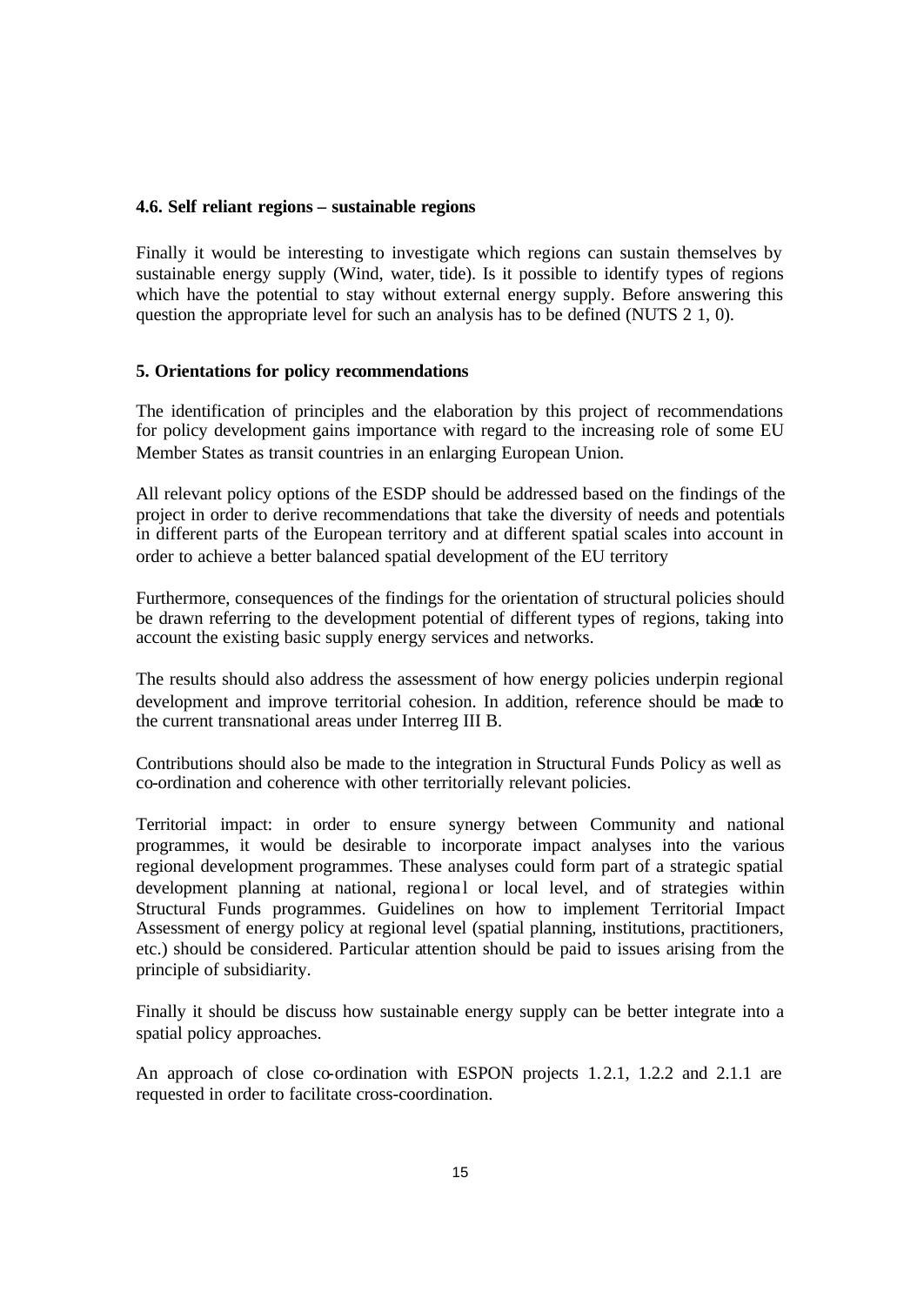### 4.6. Self reliant regions – sustainable regions

Finally it would be interesting to investigate which regions can sustain themselves by sustainable energy supply (Wind, water, tide). Is it possible to identify types of regions which have the potential to stay without external energy supply. Before answering this question the appropriate level for such an analysis has to be defined (NUTS 2 1, 0).

## 5. Orientations for policy recommendations

The identification of principles and the elaboration by this project of recommendations for policy development gains importance with regard to the increasing role of some EU Member States as transit countries in an enlarging European Union.

All relevant policy options of the ESDP should be addressed based on the findings of the project in order to derive recommendations that take the diversity of needs and potentials in different parts of the European territory and at different spatial scales into account in order to achieve a better balanced spatial development of the EU territory

Furthermore, consequences of the findings for the orientation of structural policies should be drawn referring to the development potential of different types of regions, taking into account the existing basic supply energy services and networks.

The results should also address the assessment of how energy policies underpin regional development and improve territorial cohesion. In addition, reference should be made to the current transnational areas under Interreg III B.

Contributions should also be made to the integration in Structural Funds Policy as well as co-ordination and coherence with other territorially relevant policies.

Territorial impact: in order to ensure synergy between Community and national programmes, it would be desirable to incorporate impact analyses into the various regional development programmes. These analyses could form part of a strategic spatial development planning at national, regional or local level, and of strategies within Structural Funds programmes. Guidelines on how to implement Territorial Impact Assessment of energy policy at regional level (spatial planning, institutions, practitioners, etc.) should be considered. Particular attention should be paid to issues arising from the principle of subsidiarity.

Finally it should be discuss how sustainable energy supply can be better integrate into a spatial policy approaches.

An approach of close co-ordination with ESPON projects 1.2.1, 1.2.2 and 2.1.1 are requested in order to facilitate cross-coordination.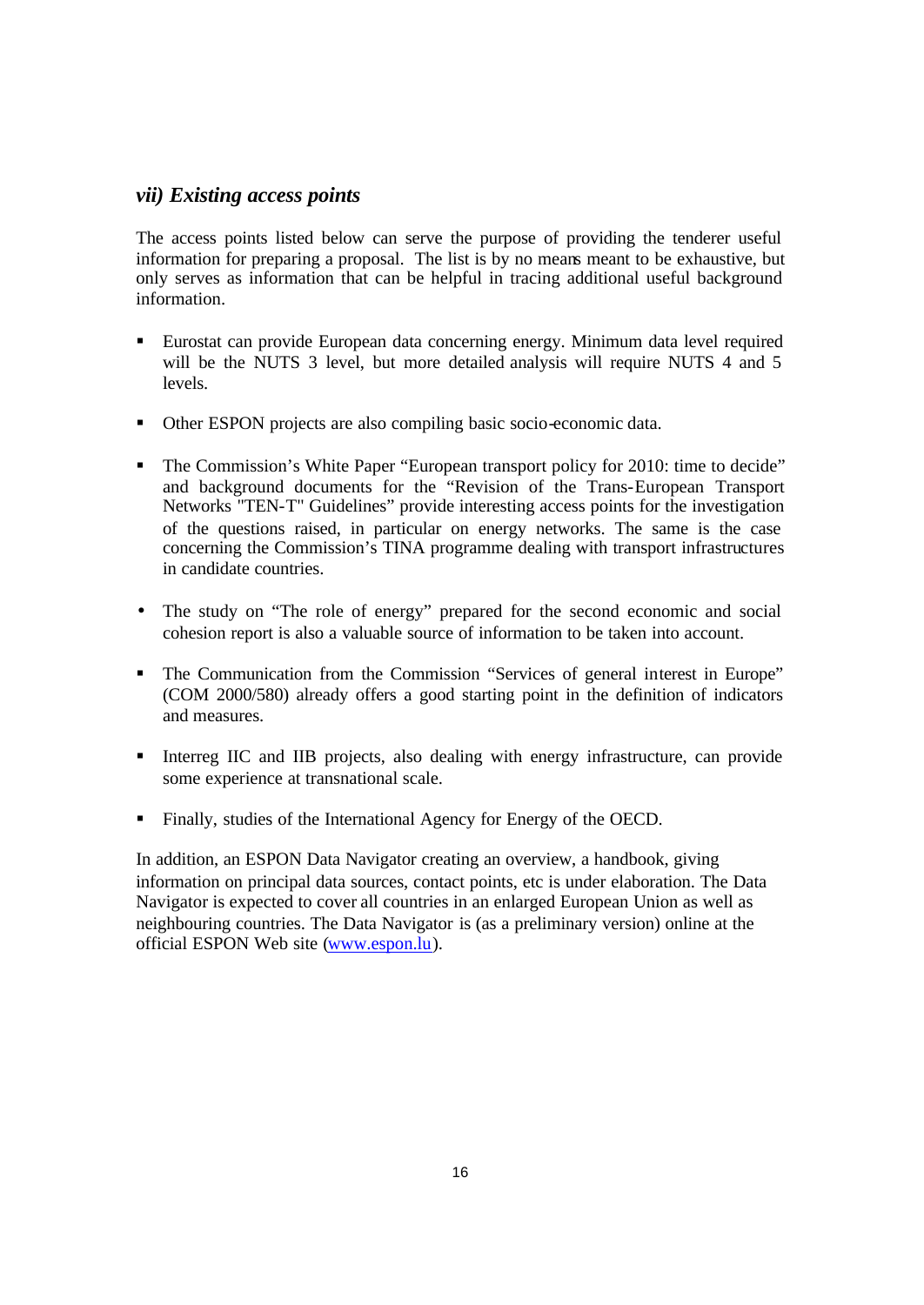### *vii) Existing access points*

The access points listed below can serve the purpose of providing the tenderer useful information for preparing a proposal. The list is by no means meant to be exhaustive, but only serves as information that can be helpful in tracing additional useful background information.

- Eurostat can provide European data concerning energy. Minimum data level required will be the NUTS 3 level, but more detailed analysis will require NUTS 4 and 5 levels.
- Other ESPON projects are also compiling basic socio-economic data.
- The Commission's White Paper "European transport policy for 2010: time to decide" and background documents for the "Revision of the Trans-European Transport Networks "TEN-T" Guidelines" provide interesting access points for the investigation of the questions raised, in particular on energy networks. The same is the case concerning the Commission's TINA programme dealing with transport infrastructures in candidate countries.
- The study on "The role of energy" prepared for the second economic and social cohesion report is also a valuable source of information to be taken into account.
- The Communication from the Commission "Services of general interest in Europe" (COM 2000/580) already offers a good starting point in the definition of indicators and measures.
- Interreg IIC and IIB projects, also dealing with energy infrastructure, can provide some experience at transnational scale.
- Finally, studies of the International Agency for Energy of the OECD.

In addition, an ESPON Data Navigator creating an overview, a handbook, giving information on principal data sources, contact points, etc is under elaboration. The Data Navigator is expected to cover all countries in an enlarged European Union as well as neighbouring countries. The Data Navigator is (as a preliminary version) online at the official ESPON Web site (www.espon.lu).